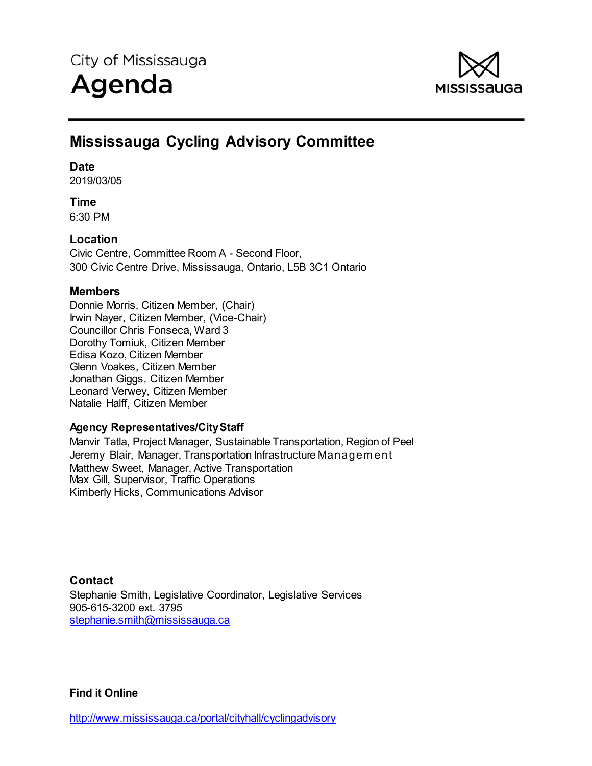City of Mississauga

# Agenda

MISSISSAUGA

## Mississauga Cycling Advisory Committee

**Date**
2019/03/05

**Time**
6:30 PM

**Location**
Civic Centre, Committee Room A - Second Floor,
300 Civic Centre Drive, Mississauga, Ontario, L5B 3C1 Ontario

**Members**
Donnie Morris, Citizen Member, (Chair)
Irwin Nayer, Citizen Member, (Vice-Chair)
Councillor Chris Fonseca, Ward 3
Dorothy Tomiuk, Citizen Member
Edisa Kozo, Citizen Member
Glenn Voakes, Citizen Member
Jonathan Giggs, Citizen Member
Leonard Verwey, Citizen Member
Natalie Halff, Citizen Member

**Agency Representatives/City Staff**
Manvir Tatla, Project Manager, Sustainable Transportation, Region of Peel
Jeremy Blair, Manager, Transportation Infrastructure Management
Matthew Sweet, Manager, Active Transportation
Max Gill, Supervisor, Traffic Operations
Kimberly Hicks, Communications Advisor

**Contact**
Stephanie Smith, Legislative Coordinator, Legislative Services
905-615-3200 ext. 3795
stephanie.smith@mississauga.ca

**Find it Online**

http://www.mississauga.ca/portal/cityhall/cyclingadvisory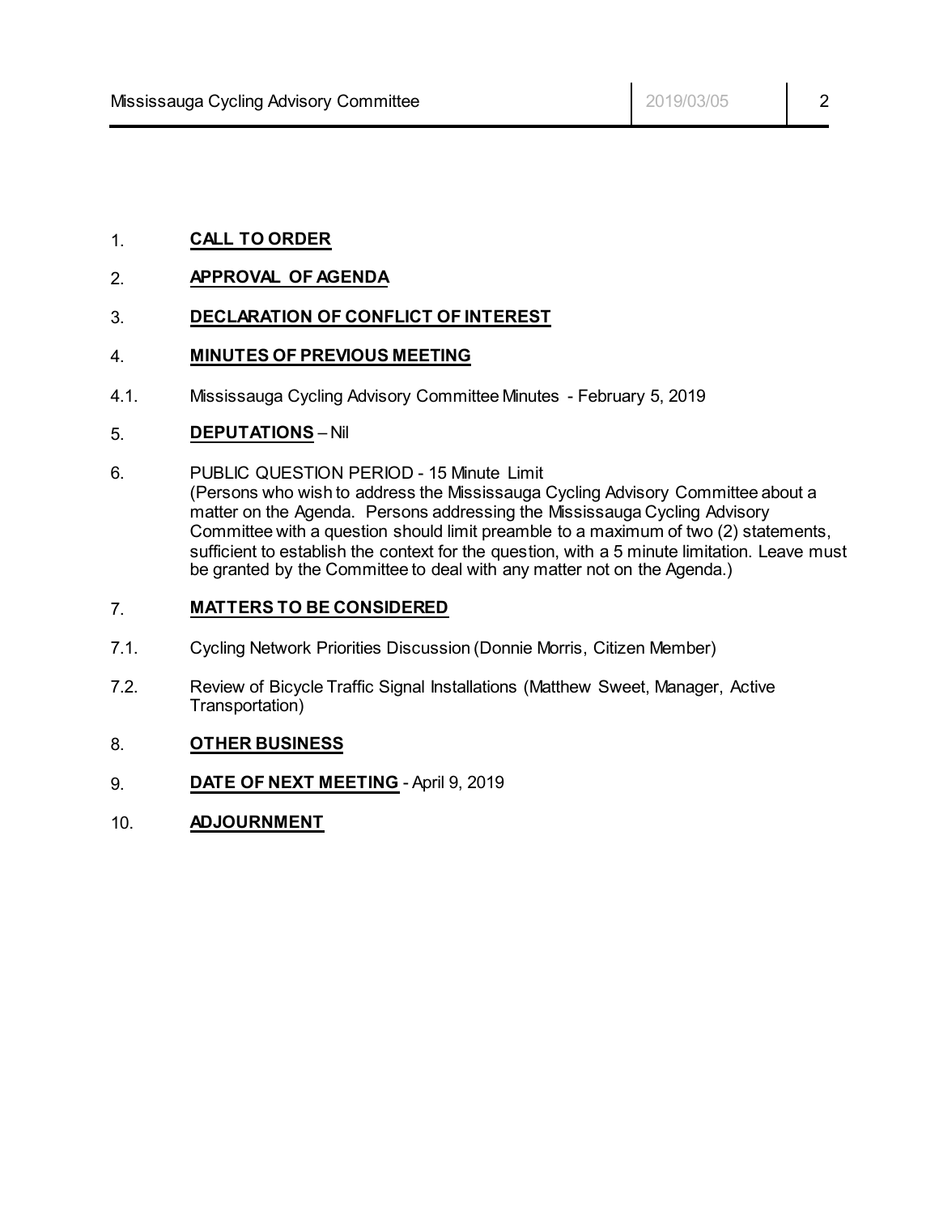1. **CALL TO ORDER**

2. **APPROVAL OF AGENDA**

3. **DECLARATION OF CONFLICT OF INTEREST**

4. **MINUTES OF PREVIOUS MEETING**

4.1. Mississauga Cycling Advisory Committee Minutes - February 5, 2019

5. **DEPUTATIONS** – Nil

6. PUBLIC QUESTION PERIOD - 15 Minute Limit
(Persons who wish to address the Mississauga Cycling Advisory Committee about a matter on the Agenda. Persons addressing the Mississauga Cycling Advisory Committee with a question should limit preamble to a maximum of two (2) statements, sufficient to establish the context for the question, with a 5 minute limitation. Leave must be granted by the Committee to deal with any matter not on the Agenda.)

7. **MATTERS TO BE CONSIDERED**

7.1. Cycling Network Priorities Discussion (Donnie Morris, Citizen Member)

7.2. Review of Bicycle Traffic Signal Installations (Matthew Sweet, Manager, Active Transportation)

8. **OTHER BUSINESS**

9. **DATE OF NEXT MEETING** - April 9, 2019

10. **ADJOURNMENT**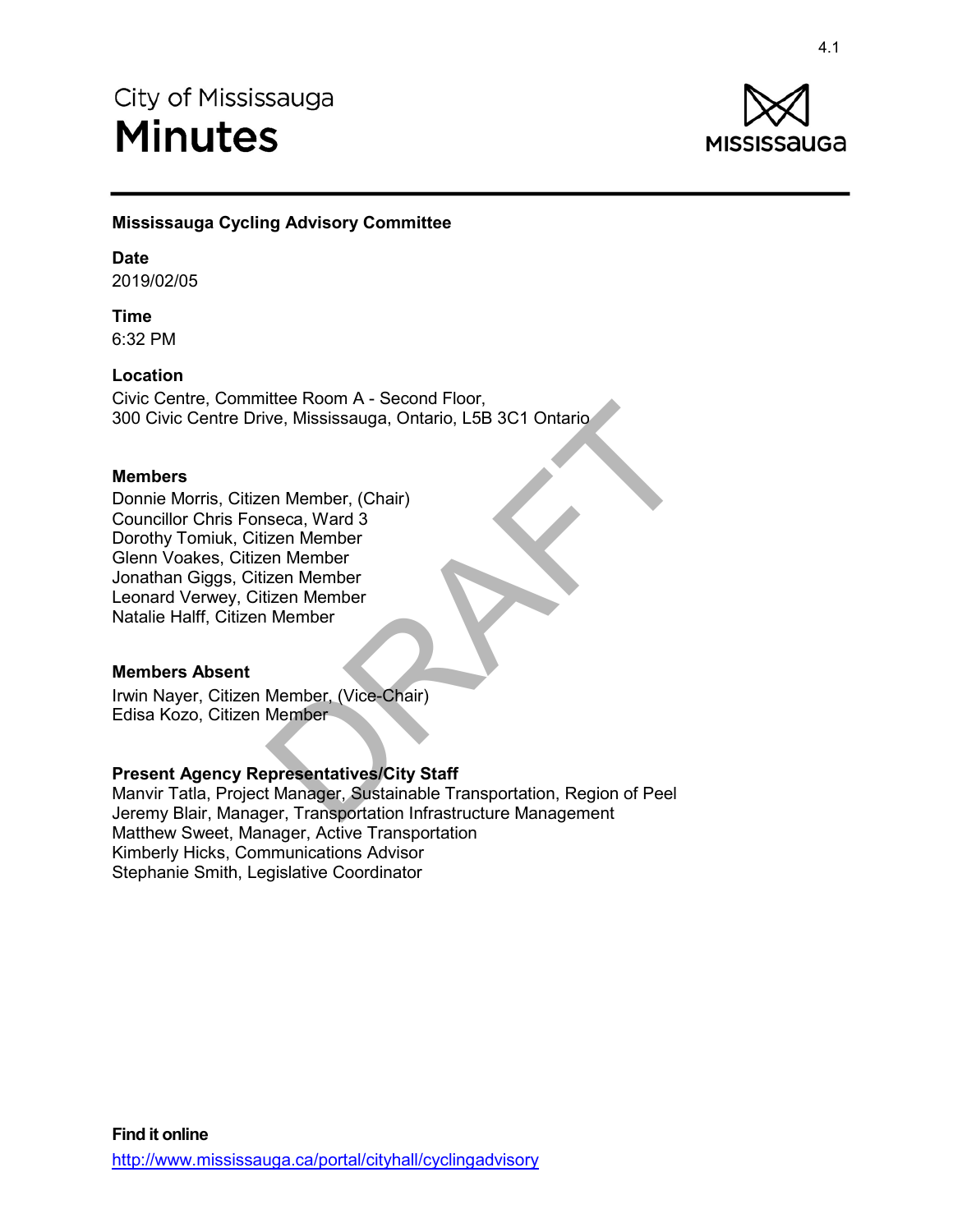City of Mississauga

# Minutes

**Mississauga Cycling Advisory Committee**

**Date**
2019/02/05

**Time**
6:32 PM

**Location**
Civic Centre, Committee Room A - Second Floor,
300 Civic Centre Drive, Mississauga, Ontario, L5B 3C1 Ontario

**Members**
Donnie Morris, Citizen Member, (Chair)
Councillor Chris Fonseca, Ward 3
Dorothy Tomiuk, Citizen Member
Glenn Voakes, Citizen Member
Jonathan Giggs, Citizen Member
Leonard Verwey, Citizen Member
Natalie Halff, Citizen Member

**Members Absent**
Irwin Nayer, Citizen Member, (Vice-Chair)
Edisa Kozo, Citizen Member

**Present Agency Representatives/City Staff**
Manvir Tatla, Project Manager, Sustainable Transportation, Region of Peel
Jeremy Blair, Manager, Transportation Infrastructure Management
Matthew Sweet, Manager, Active Transportation
Kimberly Hicks, Communications Advisor
Stephanie Smith, Legislative Coordinator

**Find it online**
http://www.mississauga.ca/portal/cityhall/cyclingadvisory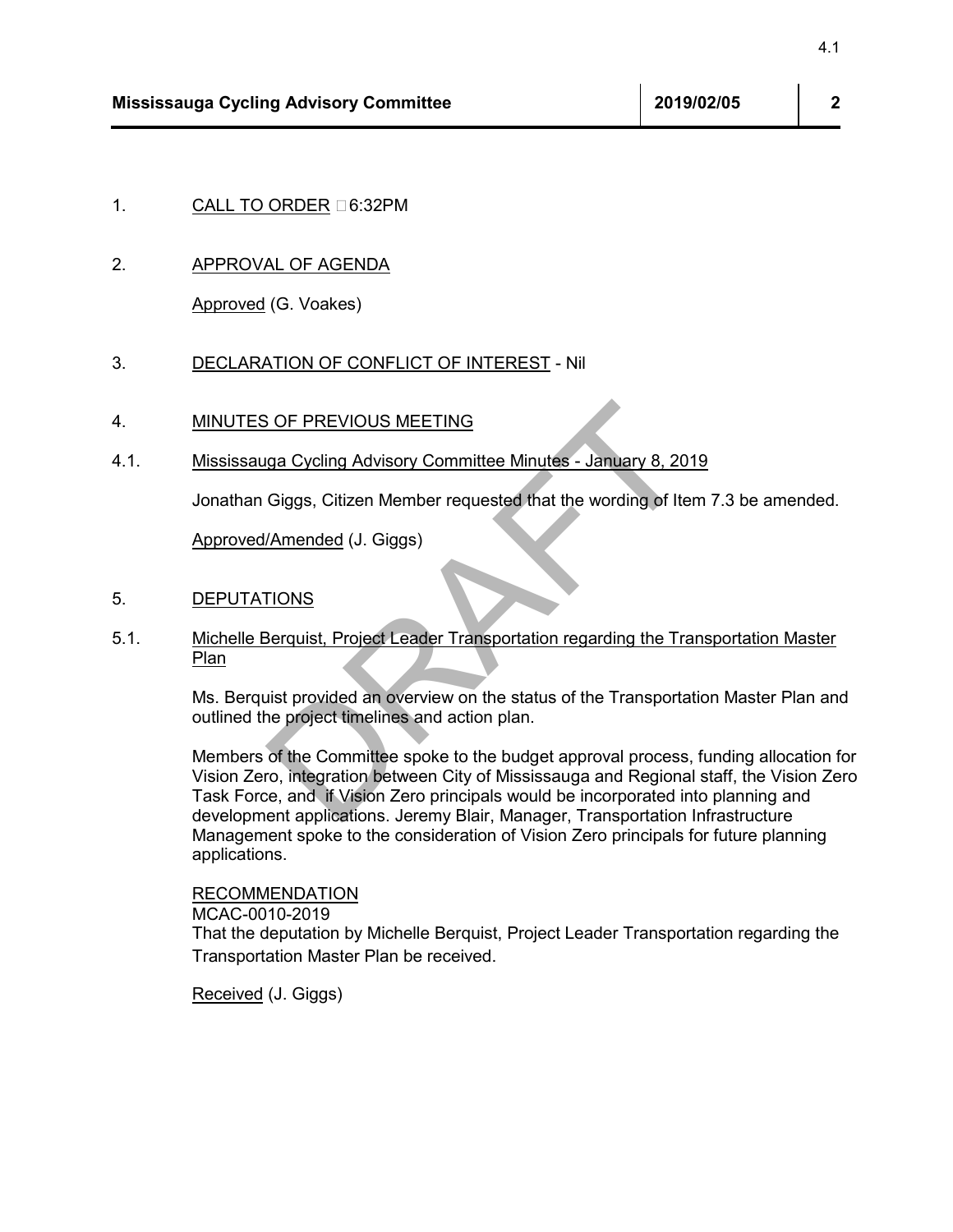1. CALL TO ORDER 6:32PM

2. APPROVAL OF AGENDA

   Approved (G. Voakes)

3. DECLARATION OF CONFLICT OF INTEREST - Nil

4. MINUTES OF PREVIOUS MEETING

4.1. Mississauga Cycling Advisory Committee Minutes - January 8, 2019

   Jonathan Giggs, Citizen Member requested that the wording of Item 7.3 be amended.

   Approved/Amended (J. Giggs)

5. DEPUTATIONS

5.1. Michelle Berquist, Project Leader Transportation regarding the Transportation Master Plan

   Ms. Berquist provided an overview on the status of the Transportation Master Plan and outlined the project timelines and action plan.

   Members of the Committee spoke to the budget approval process, funding allocation for Vision Zero, integration between City of Mississauga and Regional staff, the Vision Zero Task Force, and if Vision Zero principals would be incorporated into planning and development applications. Jeremy Blair, Manager, Transportation Infrastructure Management spoke to the consideration of Vision Zero principals for future planning applications.

   RECOMMENDATION
   MCAC-0010-2019
   That the deputation by Michelle Berquist, Project Leader Transportation regarding the Transportation Master Plan be received.

   Received (J. Giggs)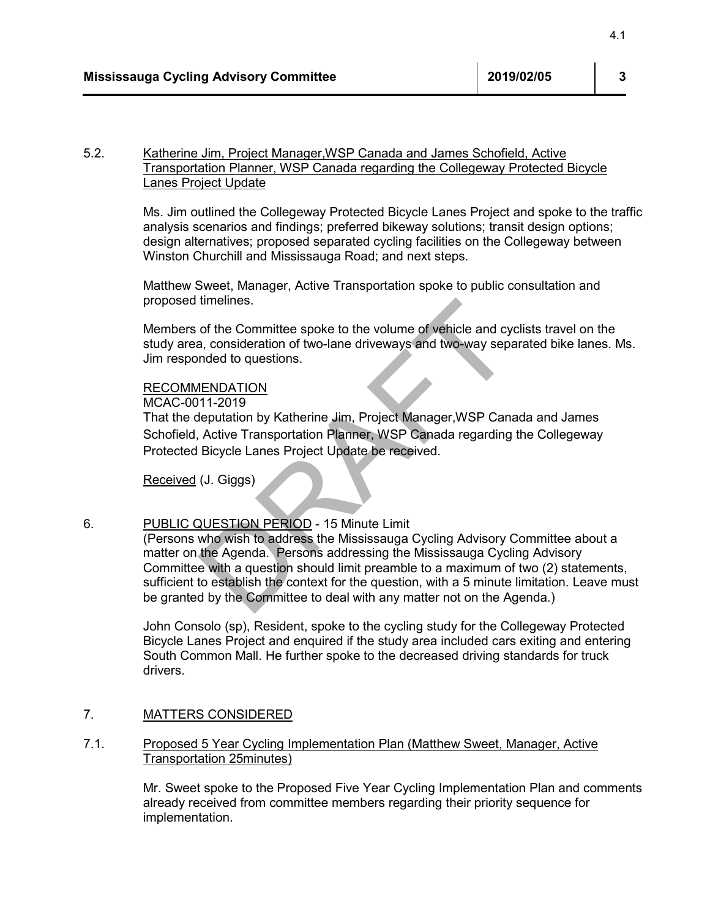5.2. Katherine Jim, Project Manager,WSP Canada and James Schofield, Active Transportation Planner, WSP Canada regarding the Collegeway Protected Bicycle Lanes Project Update

Ms. Jim outlined the Collegeway Protected Bicycle Lanes Project and spoke to the traffic analysis scenarios and findings; preferred bikeway solutions; transit design options; design alternatives; proposed separated cycling facilities on the Collegeway between Winston Churchill and Mississauga Road; and next steps.

Matthew Sweet, Manager, Active Transportation spoke to public consultation and proposed timelines.

Members of the Committee spoke to the volume of vehicle and cyclists travel on the study area, consideration of two-lane driveways and two-way separated bike lanes. Ms. Jim responded to questions.

RECOMMENDATION
MCAC-0011-2019
That the deputation by Katherine Jim, Project Manager,WSP Canada and James Schofield, Active Transportation Planner, WSP Canada regarding the Collegeway Protected Bicycle Lanes Project Update be received.

Received (J. Giggs)

6. PUBLIC QUESTION PERIOD - 15 Minute Limit
(Persons who wish to address the Mississauga Cycling Advisory Committee about a matter on the Agenda. Persons addressing the Mississauga Cycling Advisory Committee with a question should limit preamble to a maximum of two (2) statements, sufficient to establish the context for the question, with a 5 minute limitation. Leave must be granted by the Committee to deal with any matter not on the Agenda.)

John Consolo (sp), Resident, spoke to the cycling study for the Collegeway Protected Bicycle Lanes Project and enquired if the study area included cars exiting and entering South Common Mall. He further spoke to the decreased driving standards for truck drivers.

7. MATTERS CONSIDERED

7.1. Proposed 5 Year Cycling Implementation Plan (Matthew Sweet, Manager, Active Transportation 25minutes)

Mr. Sweet spoke to the Proposed Five Year Cycling Implementation Plan and comments already received from committee members regarding their priority sequence for implementation.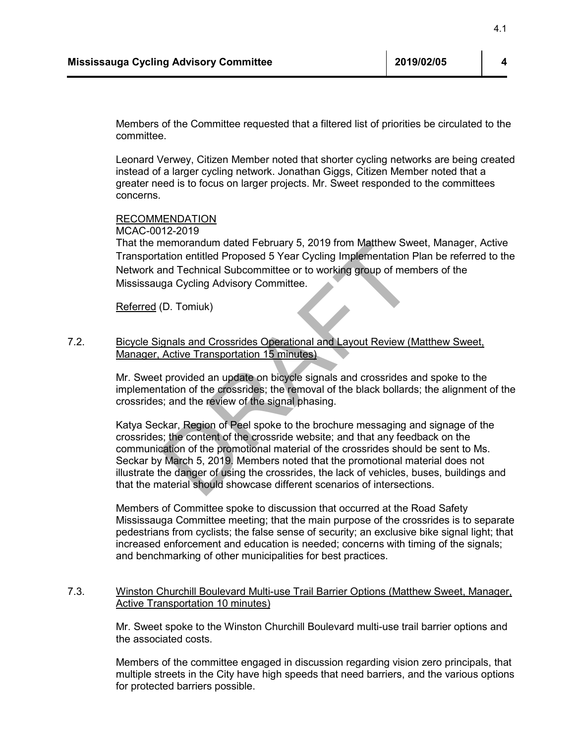Members of the Committee requested that a filtered list of priorities be circulated to the committee.

Leonard Verwey, Citizen Member noted that shorter cycling networks are being created instead of a larger cycling network. Jonathan Giggs, Citizen Member noted that a greater need is to focus on larger projects. Mr. Sweet responded to the committees concerns.

<u>RECOMMENDATION</u>
MCAC-0012-2019
That the memorandum dated February 5, 2019 from Matthew Sweet, Manager, Active Transportation entitled Proposed 5 Year Cycling Implementation Plan be referred to the Network and Technical Subcommittee or to working group of members of the Mississauga Cycling Advisory Committee.

<u>Referred</u> (D. Tomiuk)

7.2. <u>Bicycle Signals and Crossrides Operational and Layout Review (Matthew Sweet, Manager, Active Transportation 15 minutes)</u>

Mr. Sweet provided an update on bicycle signals and crossrides and spoke to the implementation of the crossrides; the removal of the black bollards; the alignment of the crossrides; and the review of the signal phasing.

Katya Seckar, Region of Peel spoke to the brochure messaging and signage of the crossrides; the content of the crossride website; and that any feedback on the communication of the promotional material of the crossrides should be sent to Ms. Seckar by March 5, 2019. Members noted that the promotional material does not illustrate the danger of using the crossrides, the lack of vehicles, buses, buildings and that the material should showcase different scenarios of intersections.

Members of Committee spoke to discussion that occurred at the Road Safety Mississauga Committee meeting; that the main purpose of the crossrides is to separate pedestrians from cyclists; the false sense of security; an exclusive bike signal light; that increased enforcement and education is needed; concerns with timing of the signals; and benchmarking of other municipalities for best practices.

7.3. <u>Winston Churchill Boulevard Multi-use Trail Barrier Options (Matthew Sweet, Manager, Active Transportation 10 minutes)</u>

Mr. Sweet spoke to the Winston Churchill Boulevard multi-use trail barrier options and the associated costs.

Members of the committee engaged in discussion regarding vision zero principals, that multiple streets in the City have high speeds that need barriers, and the various options for protected barriers possible.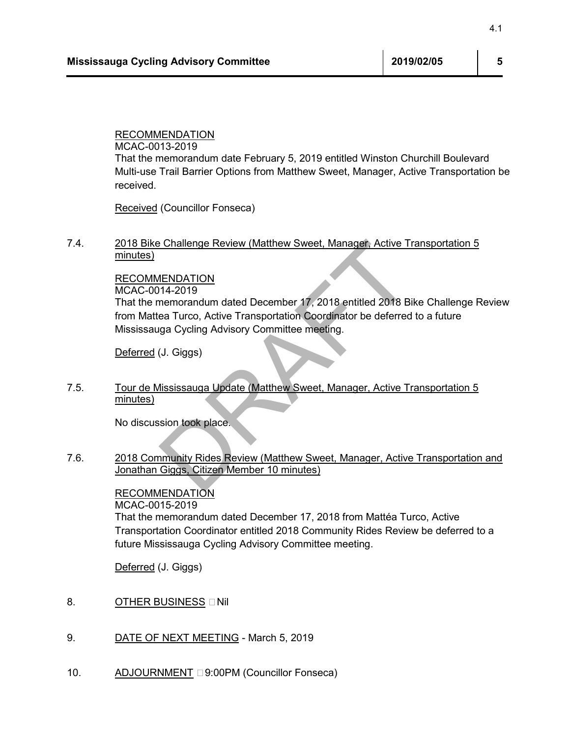RECOMMENDATION
MCAC-0013-2019
That the memorandum date February 5, 2019 entitled Winston Churchill Boulevard Multi-use Trail Barrier Options from Matthew Sweet, Manager, Active Transportation be received.

Received (Councillor Fonseca)

7.4. 2018 Bike Challenge Review (Matthew Sweet, Manager, Active Transportation 5 minutes)

RECOMMENDATION
MCAC-0014-2019
That the memorandum dated December 17, 2018 entitled 2018 Bike Challenge Review from Mattea Turco, Active Transportation Coordinator be deferred to a future Mississauga Cycling Advisory Committee meeting.

Deferred (J. Giggs)

7.5. Tour de Mississauga Update (Matthew Sweet, Manager, Active Transportation 5 minutes)

No discussion took place.

7.6. 2018 Community Rides Review (Matthew Sweet, Manager, Active Transportation and Jonathan Giggs, Citizen Member 10 minutes)

RECOMMENDATION
MCAC-0015-2019
That the memorandum dated December 17, 2018 from Mattéa Turco, Active Transportation Coordinator entitled 2018 Community Rides Review be deferred to a future Mississauga Cycling Advisory Committee meeting.

Deferred (J. Giggs)

8. OTHER BUSINESS  Nil

9. DATE OF NEXT MEETING - March 5, 2019

10. ADJOURNMENT  9:00PM (Councillor Fonseca)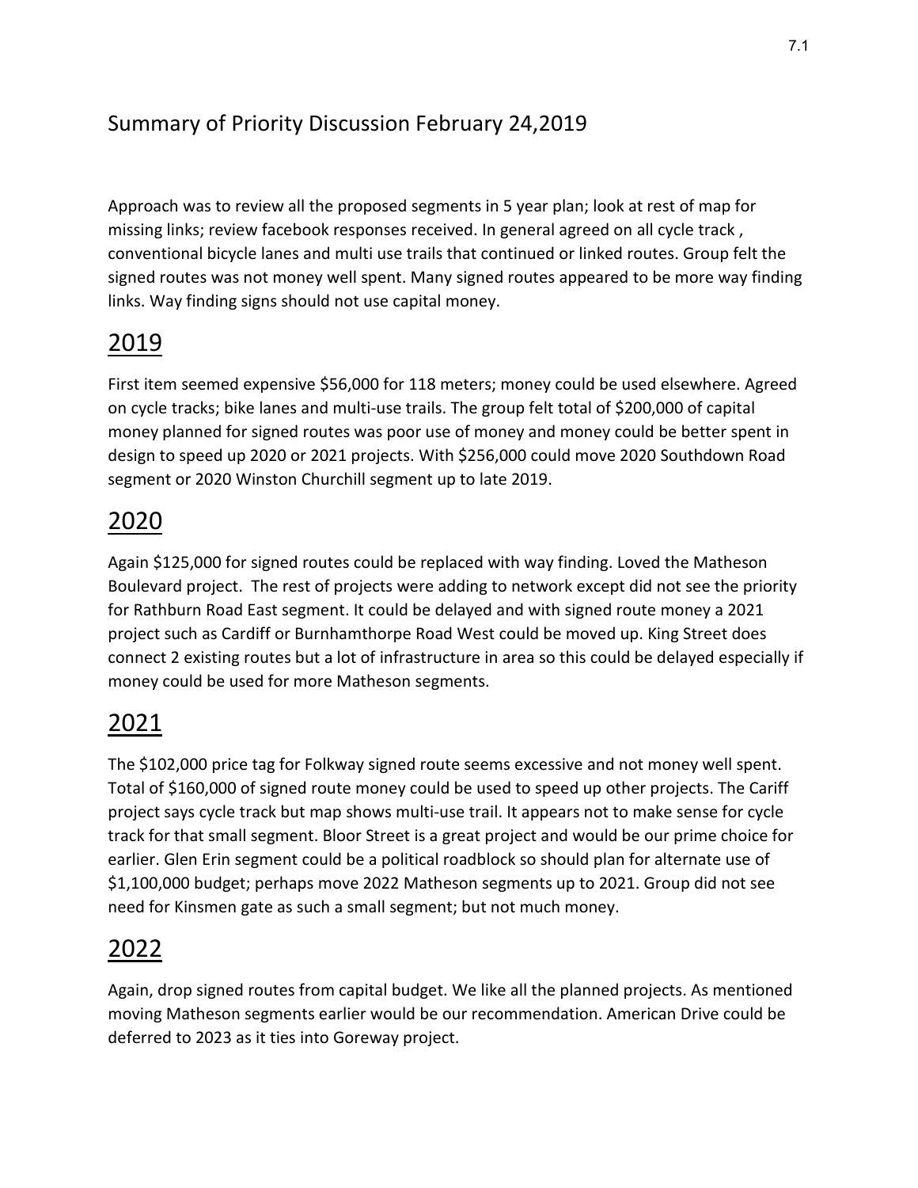## Summary of Priority Discussion February 24,2019

Approach was to review all the proposed segments in 5 year plan; look at rest of map for missing links; review facebook responses received. In general agreed on all cycle track , conventional bicycle lanes and multi use trails that continued or linked routes. Group felt the signed routes was not money well spent. Many signed routes appeared to be more way finding links. Way finding signs should not use capital money.

## 2019

First item seemed expensive $56,000 for 118 meters; money could be used elsewhere. Agreed on cycle tracks; bike lanes and multi-use trails. The group felt total of $200,000 of capital money planned for signed routes was poor use of money and money could be better spent in design to speed up 2020 or 2021 projects. With $256,000 could move 2020 Southdown Road segment or 2020 Winston Churchill segment up to late 2019.

## 2020

Again $125,000 for signed routes could be replaced with way finding. Loved the Matheson Boulevard project. The rest of projects were adding to network except did not see the priority for Rathburn Road East segment. It could be delayed and with signed route money a 2021 project such as Cardiff or Burnhamthorpe Road West could be moved up. King Street does connect 2 existing routes but a lot of infrastructure in area so this could be delayed especially if money could be used for more Matheson segments.

## 2021

The $102,000 price tag for Folkway signed route seems excessive and not money well spent. Total of $160,000 of signed route money could be used to speed up other projects. The Cariff project says cycle track but map shows multi-use trail. It appears not to make sense for cycle track for that small segment. Bloor Street is a great project and would be our prime choice for earlier. Glen Erin segment could be a political roadblock so should plan for alternate use of $1,100,000 budget; perhaps move 2022 Matheson segments up to 2021. Group did not see need for Kinsmen gate as such a small segment; but not much money.

## 2022

Again, drop signed routes from capital budget. We like all the planned projects. As mentioned moving Matheson segments earlier would be our recommendation. American Drive could be deferred to 2023 as it ties into Goreway project.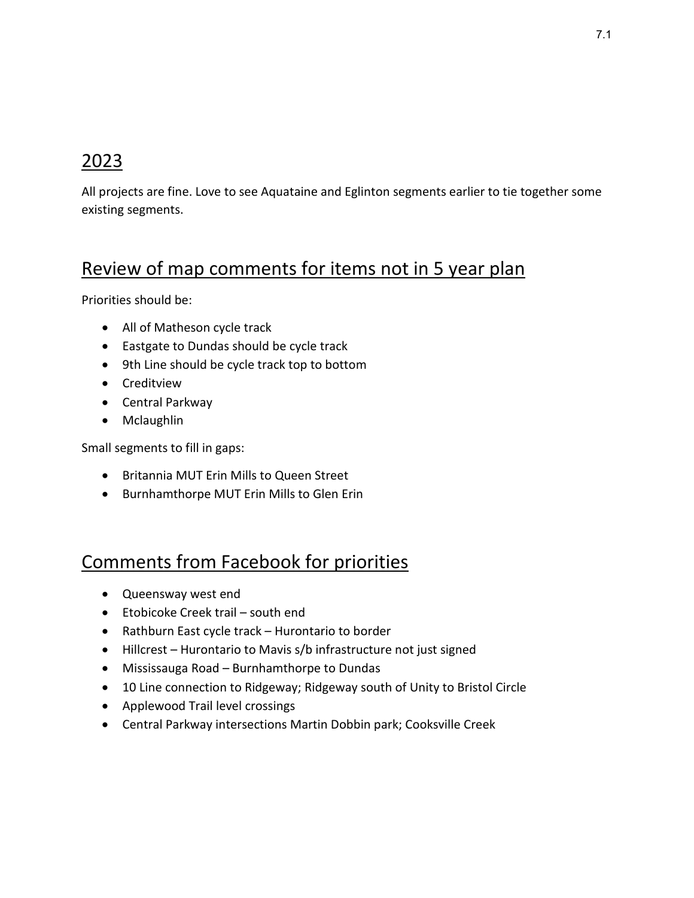## 2023

All projects are fine. Love to see Aquataine and Eglinton segments earlier to tie together some existing segments.

## Review of map comments for items not in 5 year plan

Priorities should be:

- All of Matheson cycle track
- Eastgate to Dundas should be cycle track
- 9th Line should be cycle track top to bottom
- Creditview
- Central Parkway
- Mclaughlin

Small segments to fill in gaps:

- Britannia MUT Erin Mills to Queen Street
- Burnhamthorpe MUT Erin Mills to Glen Erin

## Comments from Facebook for priorities

- Queensway west end
- Etobicoke Creek trail – south end
- Rathburn East cycle track – Hurontario to border
- Hillcrest – Hurontario to Mavis s/b infrastructure not just signed
- Mississauga Road – Burnhamthorpe to Dundas
- 10 Line connection to Ridgeway; Ridgeway south of Unity to Bristol Circle
- Applewood Trail level crossings
- Central Parkway intersections Martin Dobbin park; Cooksville Creek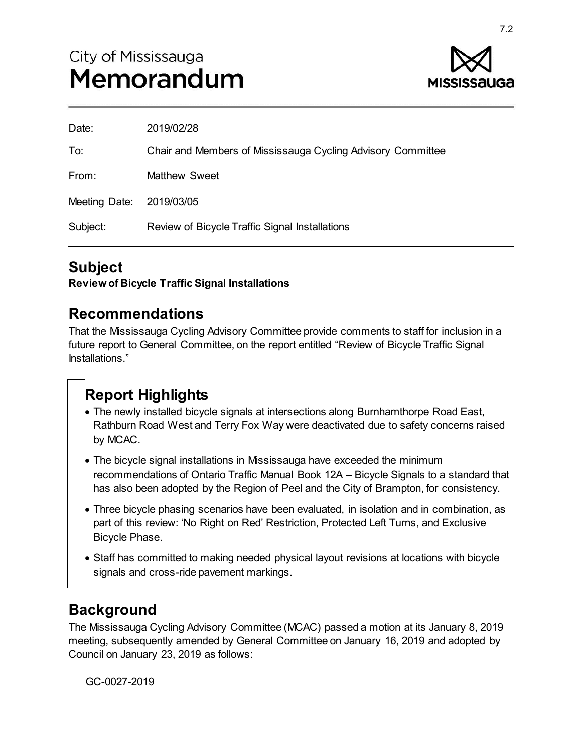City of Mississauga
# Memorandum

Date: 2019/02/28

To: Chair and Members of Mississauga Cycling Advisory Committee

From: Matthew Sweet

Meeting Date: 2019/03/05

Subject: Review of Bicycle Traffic Signal Installations

## Subject

**Review of Bicycle Traffic Signal Installations**

## Recommendations

That the Mississauga Cycling Advisory Committee provide comments to staff for inclusion in a future report to General Committee, on the report entitled "Review of Bicycle Traffic Signal Installations."

## Report Highlights

- The newly installed bicycle signals at intersections along Burnhamthorpe Road East, Rathburn Road West and Terry Fox Way were deactivated due to safety concerns raised by MCAC.
- The bicycle signal installations in Mississauga have exceeded the minimum recommendations of Ontario Traffic Manual Book 12A – Bicycle Signals to a standard that has also been adopted by the Region of Peel and the City of Brampton, for consistency.
- Three bicycle phasing scenarios have been evaluated, in isolation and in combination, as part of this review: 'No Right on Red' Restriction, Protected Left Turns, and Exclusive Bicycle Phase.
- Staff has committed to making needed physical layout revisions at locations with bicycle signals and cross-ride pavement markings.

## Background

The Mississauga Cycling Advisory Committee (MCAC) passed a motion at its January 8, 2019 meeting, subsequently amended by General Committee on January 16, 2019 and adopted by Council on January 23, 2019 as follows:

GC-0027-2019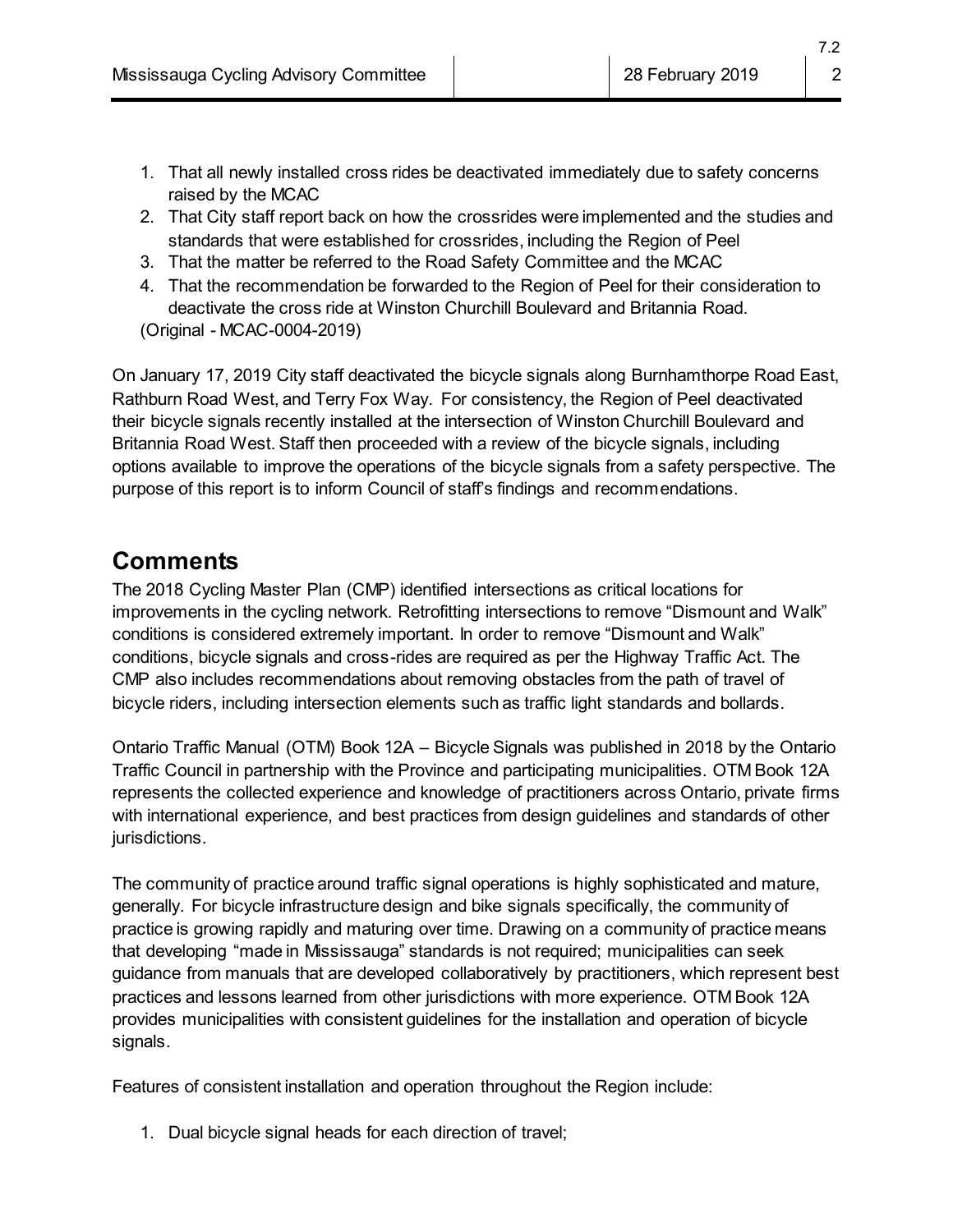1. That all newly installed cross rides be deactivated immediately due to safety concerns raised by the MCAC
2. That City staff report back on how the crossrides were implemented and the studies and standards that were established for crossrides, including the Region of Peel
3. That the matter be referred to the Road Safety Committee and the MCAC
4. That the recommendation be forwarded to the Region of Peel for their consideration to deactivate the cross ride at Winston Churchill Boulevard and Britannia Road.

(Original - MCAC-0004-2019)

On January 17, 2019 City staff deactivated the bicycle signals along Burnhamthorpe Road East, Rathburn Road West, and Terry Fox Way. For consistency, the Region of Peel deactivated their bicycle signals recently installed at the intersection of Winston Churchill Boulevard and Britannia Road West. Staff then proceeded with a review of the bicycle signals, including options available to improve the operations of the bicycle signals from a safety perspective. The purpose of this report is to inform Council of staff's findings and recommendations.

## Comments

The 2018 Cycling Master Plan (CMP) identified intersections as critical locations for improvements in the cycling network. Retrofitting intersections to remove "Dismount and Walk" conditions is considered extremely important. In order to remove "Dismount and Walk" conditions, bicycle signals and cross-rides are required as per the Highway Traffic Act. The CMP also includes recommendations about removing obstacles from the path of travel of bicycle riders, including intersection elements such as traffic light standards and bollards.

Ontario Traffic Manual (OTM) Book 12A – Bicycle Signals was published in 2018 by the Ontario Traffic Council in partnership with the Province and participating municipalities. OTM Book 12A represents the collected experience and knowledge of practitioners across Ontario, private firms with international experience, and best practices from design guidelines and standards of other jurisdictions.

The community of practice around traffic signal operations is highly sophisticated and mature, generally. For bicycle infrastructure design and bike signals specifically, the community of practice is growing rapidly and maturing over time. Drawing on a community of practice means that developing "made in Mississauga" standards is not required; municipalities can seek guidance from manuals that are developed collaboratively by practitioners, which represent best practices and lessons learned from other jurisdictions with more experience. OTM Book 12A provides municipalities with consistent guidelines for the installation and operation of bicycle signals.

Features of consistent installation and operation throughout the Region include:

1. Dual bicycle signal heads for each direction of travel;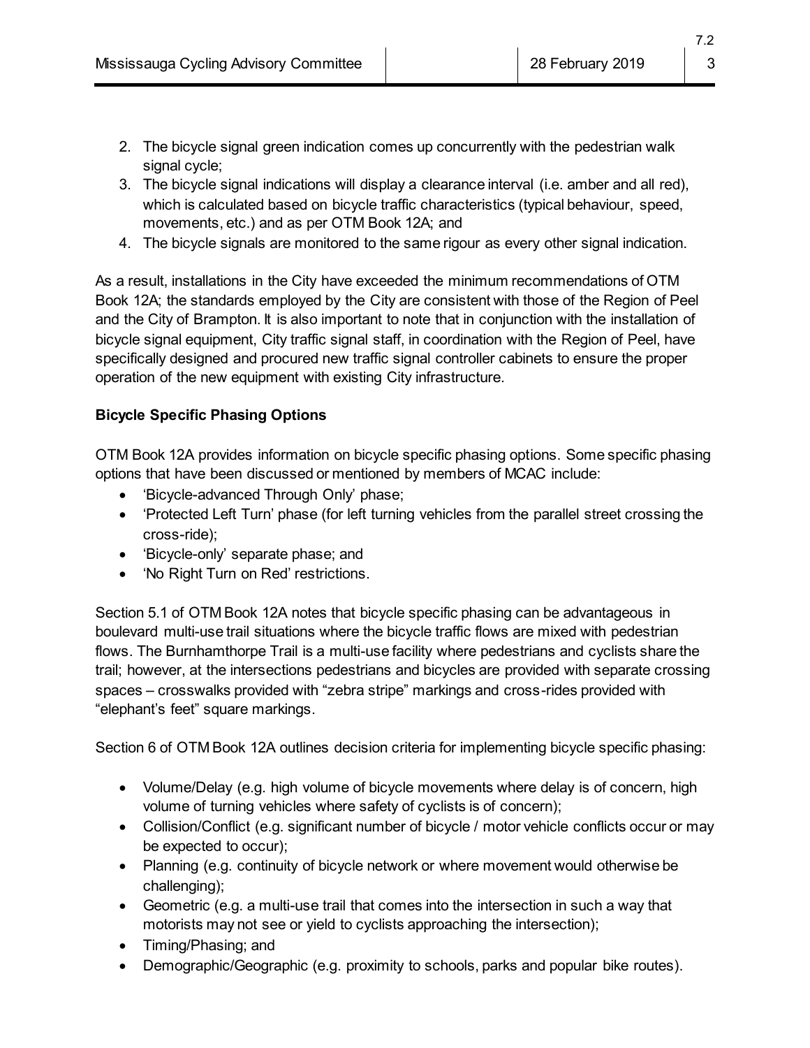2. The bicycle signal green indication comes up concurrently with the pedestrian walk signal cycle;
3. The bicycle signal indications will display a clearance interval (i.e. amber and all red), which is calculated based on bicycle traffic characteristics (typical behaviour, speed, movements, etc.) and as per OTM Book 12A; and
4. The bicycle signals are monitored to the same rigour as every other signal indication.

As a result, installations in the City have exceeded the minimum recommendations of OTM Book 12A; the standards employed by the City are consistent with those of the Region of Peel and the City of Brampton. It is also important to note that in conjunction with the installation of bicycle signal equipment, City traffic signal staff, in coordination with the Region of Peel, have specifically designed and procured new traffic signal controller cabinets to ensure the proper operation of the new equipment with existing City infrastructure.

**Bicycle Specific Phasing Options**

OTM Book 12A provides information on bicycle specific phasing options. Some specific phasing options that have been discussed or mentioned by members of MCAC include:

- 'Bicycle-advanced Through Only' phase;
- 'Protected Left Turn' phase (for left turning vehicles from the parallel street crossing the cross-ride);
- 'Bicycle-only' separate phase; and
- 'No Right Turn on Red' restrictions.

Section 5.1 of OTM Book 12A notes that bicycle specific phasing can be advantageous in boulevard multi-use trail situations where the bicycle traffic flows are mixed with pedestrian flows. The Burnhamthorpe Trail is a multi-use facility where pedestrians and cyclists share the trail; however, at the intersections pedestrians and bicycles are provided with separate crossing spaces – crosswalks provided with "zebra stripe" markings and cross-rides provided with "elephant's feet" square markings.

Section 6 of OTM Book 12A outlines decision criteria for implementing bicycle specific phasing:

- Volume/Delay (e.g. high volume of bicycle movements where delay is of concern, high volume of turning vehicles where safety of cyclists is of concern);
- Collision/Conflict (e.g. significant number of bicycle / motor vehicle conflicts occur or may be expected to occur);
- Planning (e.g. continuity of bicycle network or where movement would otherwise be challenging);
- Geometric (e.g. a multi-use trail that comes into the intersection in such a way that motorists may not see or yield to cyclists approaching the intersection);
- Timing/Phasing; and
- Demographic/Geographic (e.g. proximity to schools, parks and popular bike routes).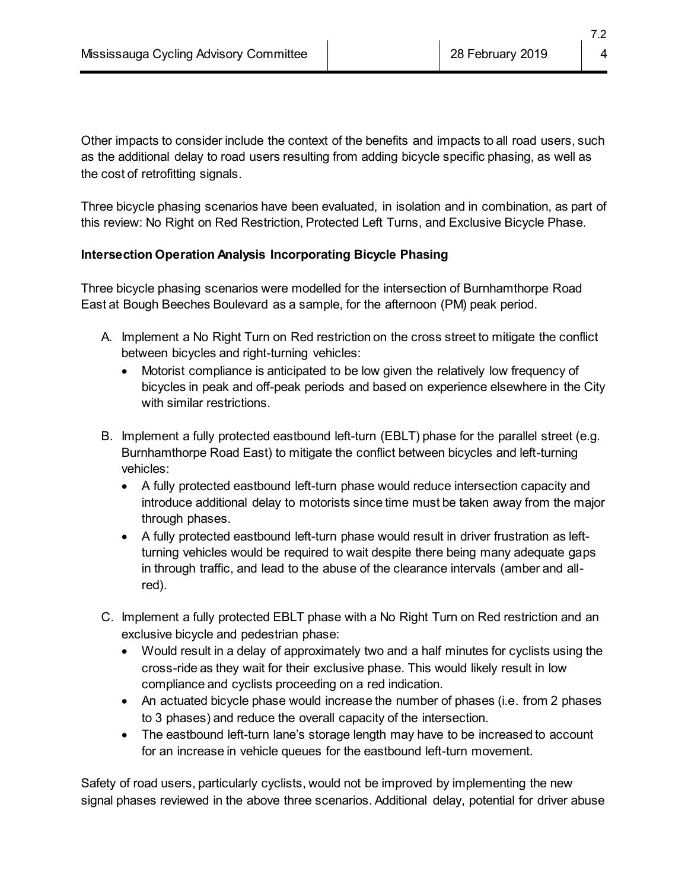Other impacts to consider include the context of the benefits and impacts to all road users, such as the additional delay to road users resulting from adding bicycle specific phasing, as well as the cost of retrofitting signals.

Three bicycle phasing scenarios have been evaluated, in isolation and in combination, as part of this review: No Right on Red Restriction, Protected Left Turns, and Exclusive Bicycle Phase.

**Intersection Operation Analysis Incorporating Bicycle Phasing**

Three bicycle phasing scenarios were modelled for the intersection of Burnhamthorpe Road East at Bough Beeches Boulevard as a sample, for the afternoon (PM) peak period.

A. Implement a No Right Turn on Red restriction on the cross street to mitigate the conflict between bicycles and right-turning vehicles:
   - Motorist compliance is anticipated to be low given the relatively low frequency of bicycles in peak and off-peak periods and based on experience elsewhere in the City with similar restrictions.

B. Implement a fully protected eastbound left-turn (EBLT) phase for the parallel street (e.g. Burnhamthorpe Road East) to mitigate the conflict between bicycles and left-turning vehicles:
   - A fully protected eastbound left-turn phase would reduce intersection capacity and introduce additional delay to motorists since time must be taken away from the major through phases.
   - A fully protected eastbound left-turn phase would result in driver frustration as left-turning vehicles would be required to wait despite there being many adequate gaps in through traffic, and lead to the abuse of the clearance intervals (amber and all-red).

C. Implement a fully protected EBLT phase with a No Right Turn on Red restriction and an exclusive bicycle and pedestrian phase:
   - Would result in a delay of approximately two and a half minutes for cyclists using the cross-ride as they wait for their exclusive phase. This would likely result in low compliance and cyclists proceeding on a red indication.
   - An actuated bicycle phase would increase the number of phases (i.e. from 2 phases to 3 phases) and reduce the overall capacity of the intersection.
   - The eastbound left-turn lane's storage length may have to be increased to account for an increase in vehicle queues for the eastbound left-turn movement.

Safety of road users, particularly cyclists, would not be improved by implementing the new signal phases reviewed in the above three scenarios. Additional delay, potential for driver abuse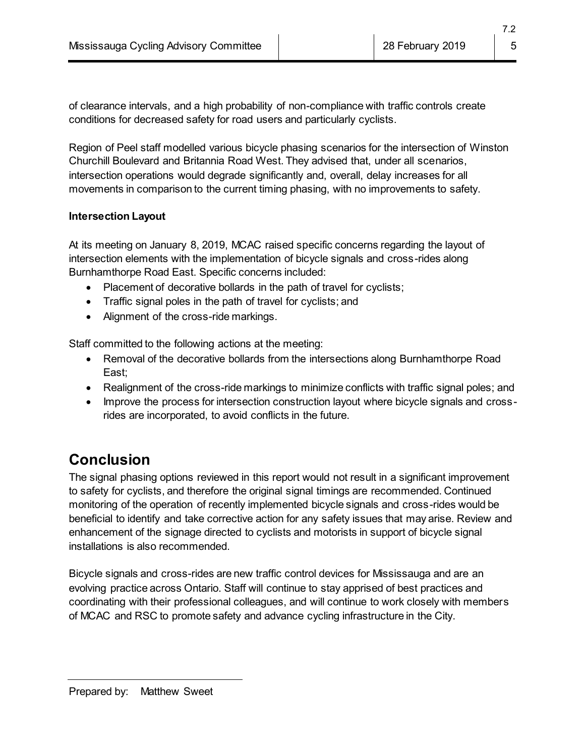of clearance intervals, and a high probability of non-compliance with traffic controls create conditions for decreased safety for road users and particularly cyclists.

Region of Peel staff modelled various bicycle phasing scenarios for the intersection of Winston Churchill Boulevard and Britannia Road West. They advised that, under all scenarios, intersection operations would degrade significantly and, overall, delay increases for all movements in comparison to the current timing phasing, with no improvements to safety.

**Intersection Layout**

At its meeting on January 8, 2019, MCAC raised specific concerns regarding the layout of intersection elements with the implementation of bicycle signals and cross-rides along Burnhamthorpe Road East. Specific concerns included:

- Placement of decorative bollards in the path of travel for cyclists;
- Traffic signal poles in the path of travel for cyclists; and
- Alignment of the cross-ride markings.

Staff committed to the following actions at the meeting:

- Removal of the decorative bollards from the intersections along Burnhamthorpe Road East;
- Realignment of the cross-ride markings to minimize conflicts with traffic signal poles; and
- Improve the process for intersection construction layout where bicycle signals and cross-rides are incorporated, to avoid conflicts in the future.

# Conclusion

The signal phasing options reviewed in this report would not result in a significant improvement to safety for cyclists, and therefore the original signal timings are recommended. Continued monitoring of the operation of recently implemented bicycle signals and cross-rides would be beneficial to identify and take corrective action for any safety issues that may arise. Review and enhancement of the signage directed to cyclists and motorists in support of bicycle signal installations is also recommended.

Bicycle signals and cross-rides are new traffic control devices for Mississauga and are an evolving practice across Ontario. Staff will continue to stay apprised of best practices and coordinating with their professional colleagues, and will continue to work closely with members of MCAC and RSC to promote safety and advance cycling infrastructure in the City.

Prepared by: Matthew Sweet